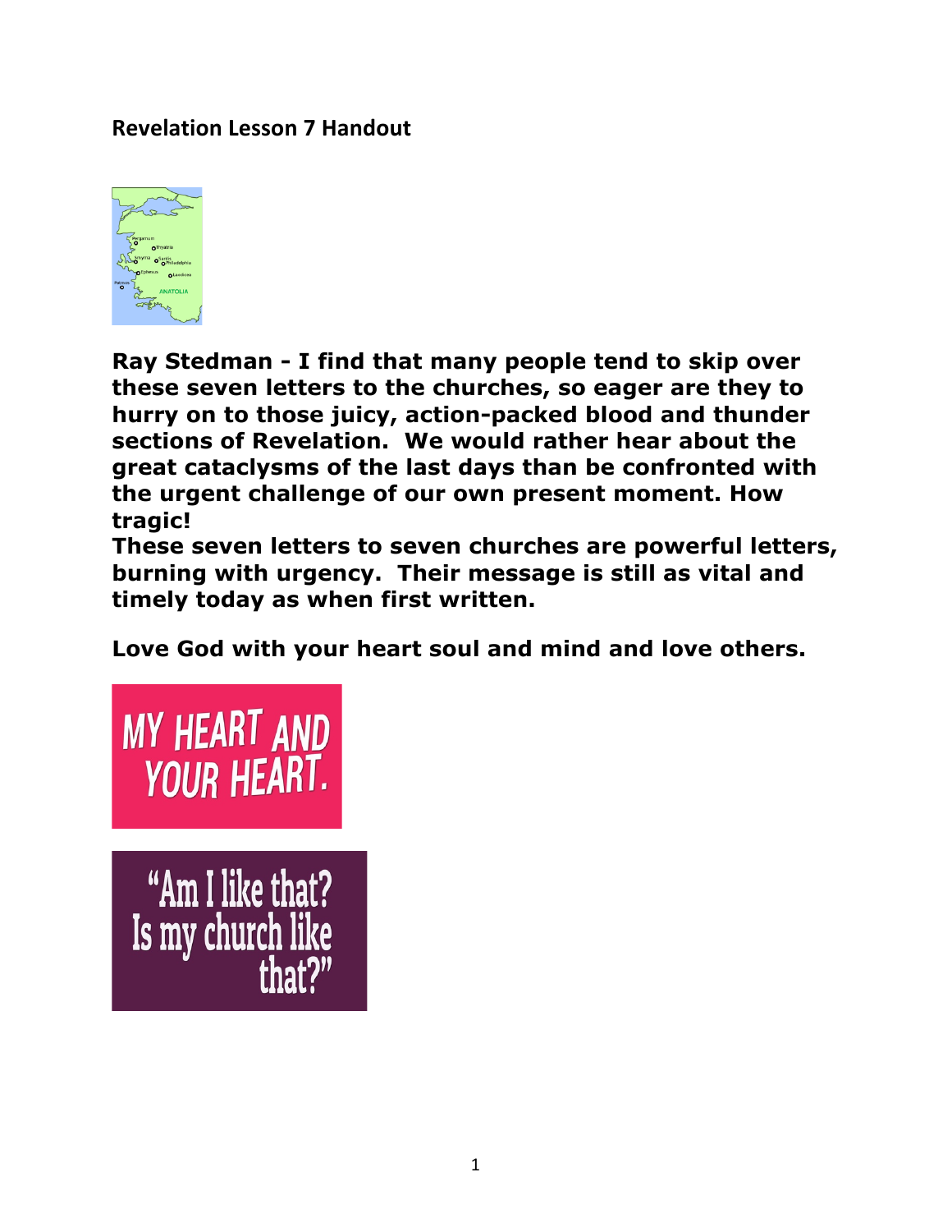**Revelation Lesson 7 Handout**

**Ray Stedman - I find that many people tend to skip over these seven letters to the churches, so eager are they to hurry on to those juicy, action-packed blood and thunder sections of Revelation. We would rather hear about the great cataclysms of the last days than be confronted with the urgent challenge of our own present moment. How tragic!**
**These seven letters to seven churches are powerful letters, burning with urgency. Their message is still as vital and timely today as when first written.**

**Love God with your heart soul and mind and love others.**

MY HEART AND YOUR HEART.

"Am I like that? Is my church like that?"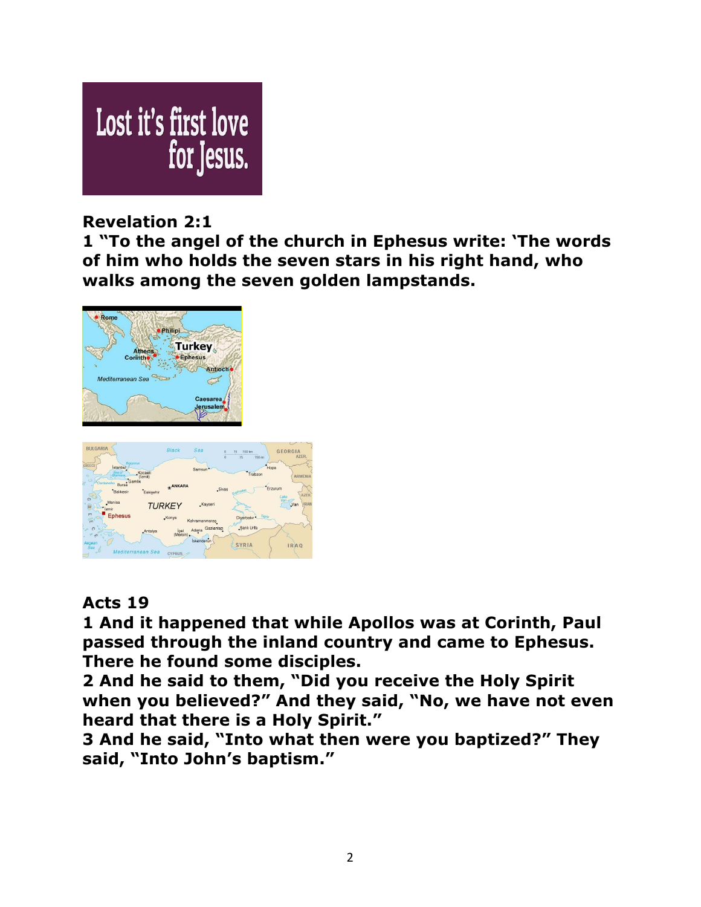Lost it's first love for Jesus.

**Revelation 2:1**
**1 "To the angel of the church in Ephesus write: 'The words of him who holds the seven stars in his right hand, who walks among the seven golden lampstands.**

**Acts 19**
**1 And it happened that while Apollos was at Corinth, Paul passed through the inland country and came to Ephesus. There he found some disciples.**
**2 And he said to them, "Did you receive the Holy Spirit when you believed?" And they said, "No, we have not even heard that there is a Holy Spirit."**
**3 And he said, "Into what then were you baptized?" They said, "Into John's baptism."**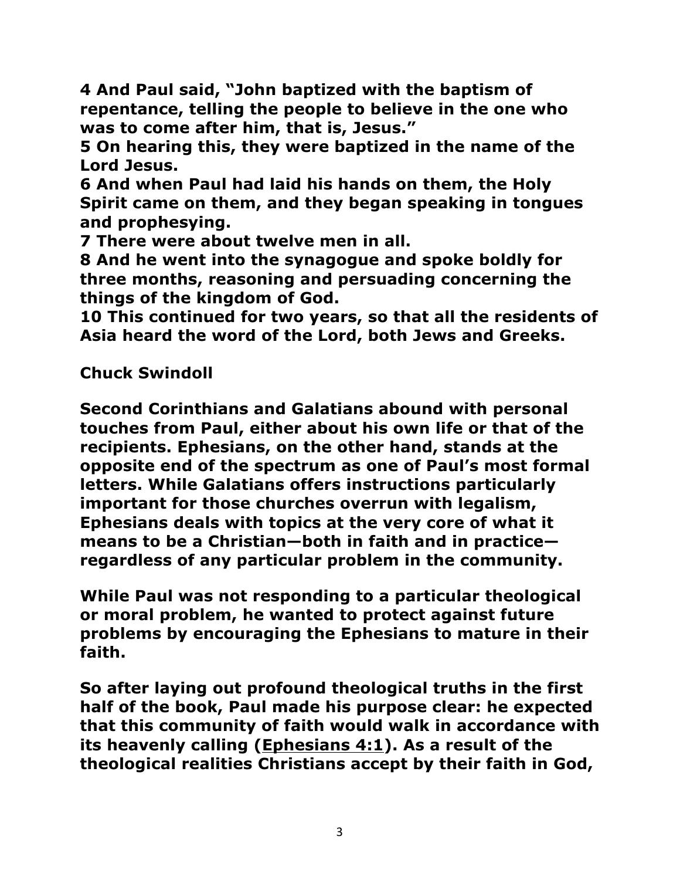**4 And Paul said, "John baptized with the baptism of repentance, telling the people to believe in the one who was to come after him, that is, Jesus."**
**5 On hearing this, they were baptized in the name of the Lord Jesus.**
**6 And when Paul had laid his hands on them, the Holy Spirit came on them, and they began speaking in tongues and prophesying.**
**7 There were about twelve men in all.**
**8 And he went into the synagogue and spoke boldly for three months, reasoning and persuading concerning the things of the kingdom of God.**
**10 This continued for two years, so that all the residents of Asia heard the word of the Lord, both Jews and Greeks.**

**Chuck Swindoll**

**Second Corinthians and Galatians abound with personal touches from Paul, either about his own life or that of the recipients. Ephesians, on the other hand, stands at the opposite end of the spectrum as one of Paul's most formal letters. While Galatians offers instructions particularly important for those churches overrun with legalism, Ephesians deals with topics at the very core of what it means to be a Christian—both in faith and in practice—regardless of any particular problem in the community.**

**While Paul was not responding to a particular theological or moral problem, he wanted to protect against future problems by encouraging the Ephesians to mature in their faith.**

**So after laying out profound theological truths in the first half of the book, Paul made his purpose clear: he expected that this community of faith would walk in accordance with its heavenly calling (Ephesians 4:1). As a result of the theological realities Christians accept by their faith in God,**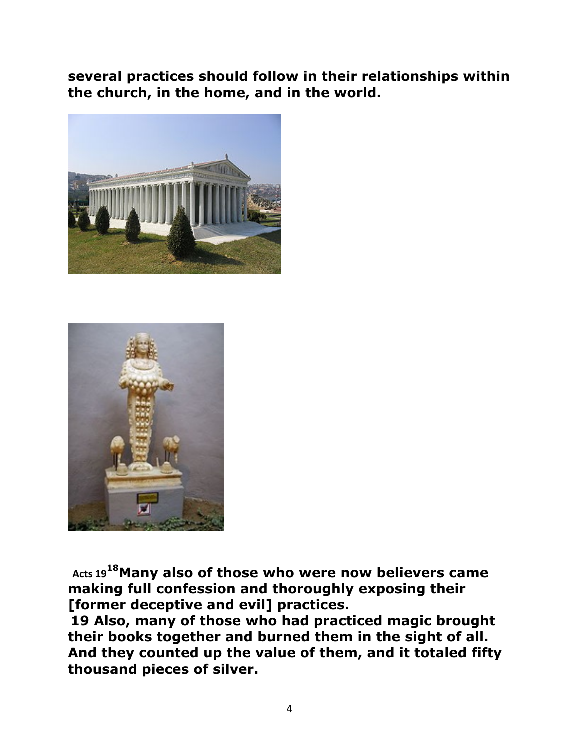**several practices should follow in their relationships within the church, in the home, and in the world.**

Acts 19 [18] **Many also of those who were now believers came making full confession and thoroughly exposing their [former deceptive and evil] practices.**

**19 Also, many of those who had practiced magic brought their books together and burned them in the sight of all. And they counted up the value of them, and it totaled fifty thousand pieces of silver.**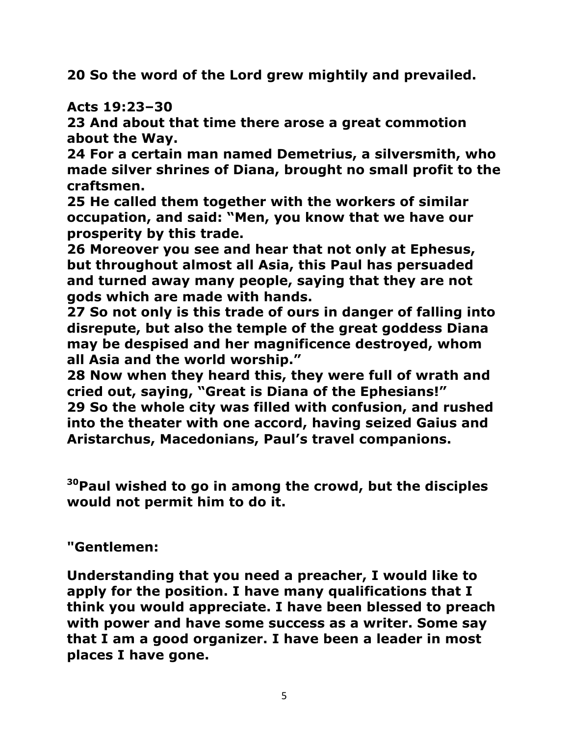**20 So the word of the Lord grew mightily and prevailed.**

**Acts 19:23–30**

**23 And about that time there arose a great commotion about the Way.**
**24 For a certain man named Demetrius, a silversmith, who made silver shrines of Diana, brought no small profit to the craftsmen.**
**25 He called them together with the workers of similar occupation, and said: "Men, you know that we have our prosperity by this trade.**
**26 Moreover you see and hear that not only at Ephesus, but throughout almost all Asia, this Paul has persuaded and turned away many people, saying that they are not gods which are made with hands.**
**27 So not only is this trade of ours in danger of falling into disrepute, but also the temple of the great goddess Diana may be despised and her magnificence destroyed, whom all Asia and the world worship."**
**28 Now when they heard this, they were full of wrath and cried out, saying, "Great is Diana of the Ephesians!"**
**29 So the whole city was filled with confusion, and rushed into the theater with one accord, having seized Gaius and Aristarchus, Macedonians, Paul's travel companions.**

**30 Paul wished to go in among the crowd, but the disciples would not permit him to do it.**

**"Gentlemen:**

**Understanding that you need a preacher, I would like to apply for the position. I have many qualifications that I think you would appreciate. I have been blessed to preach with power and have some success as a writer. Some say that I am a good organizer. I have been a leader in most places I have gone.**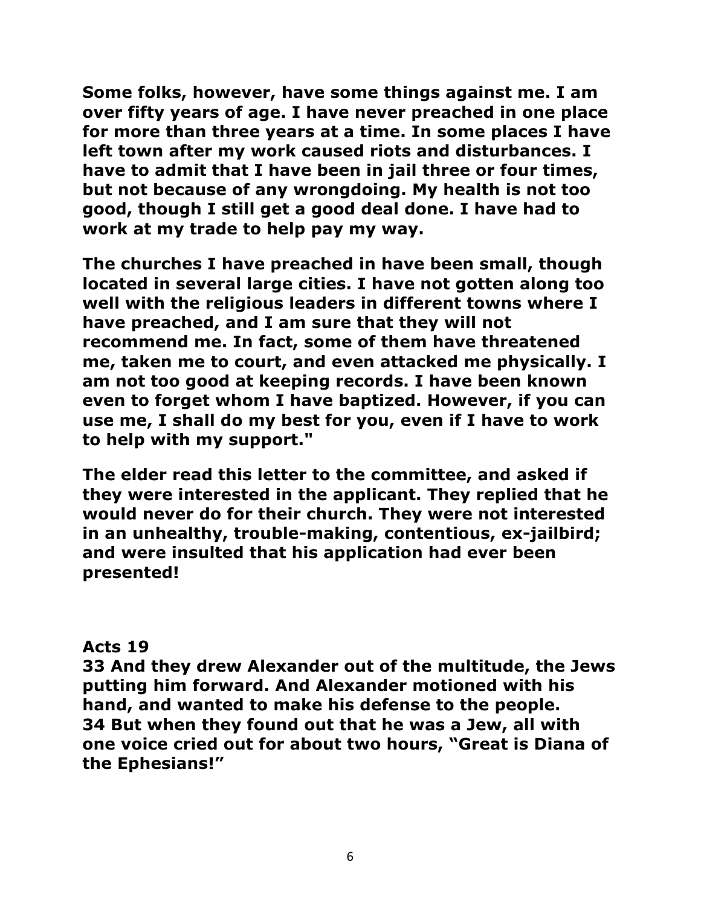**Some folks, however, have some things against me. I am over fifty years of age. I have never preached in one place for more than three years at a time. In some places I have left town after my work caused riots and disturbances. I have to admit that I have been in jail three or four times, but not because of any wrongdoing. My health is not too good, though I still get a good deal done. I have had to work at my trade to help pay my way.**

**The churches I have preached in have been small, though located in several large cities. I have not gotten along too well with the religious leaders in different towns where I have preached, and I am sure that they will not recommend me. In fact, some of them have threatened me, taken me to court, and even attacked me physically. I am not too good at keeping records. I have been known even to forget whom I have baptized. However, if you can use me, I shall do my best for you, even if I have to work to help with my support."**

**The elder read this letter to the committee, and asked if they were interested in the applicant. They replied that he would never do for their church. They were not interested in an unhealthy, trouble-making, contentious, ex-jailbird; and were insulted that his application had ever been presented!**

**Acts 19**
**33 And they drew Alexander out of the multitude, the Jews putting him forward. And Alexander motioned with his hand, and wanted to make his defense to the people.**
**34 But when they found out that he was a Jew, all with one voice cried out for about two hours, "Great is Diana of the Ephesians!"**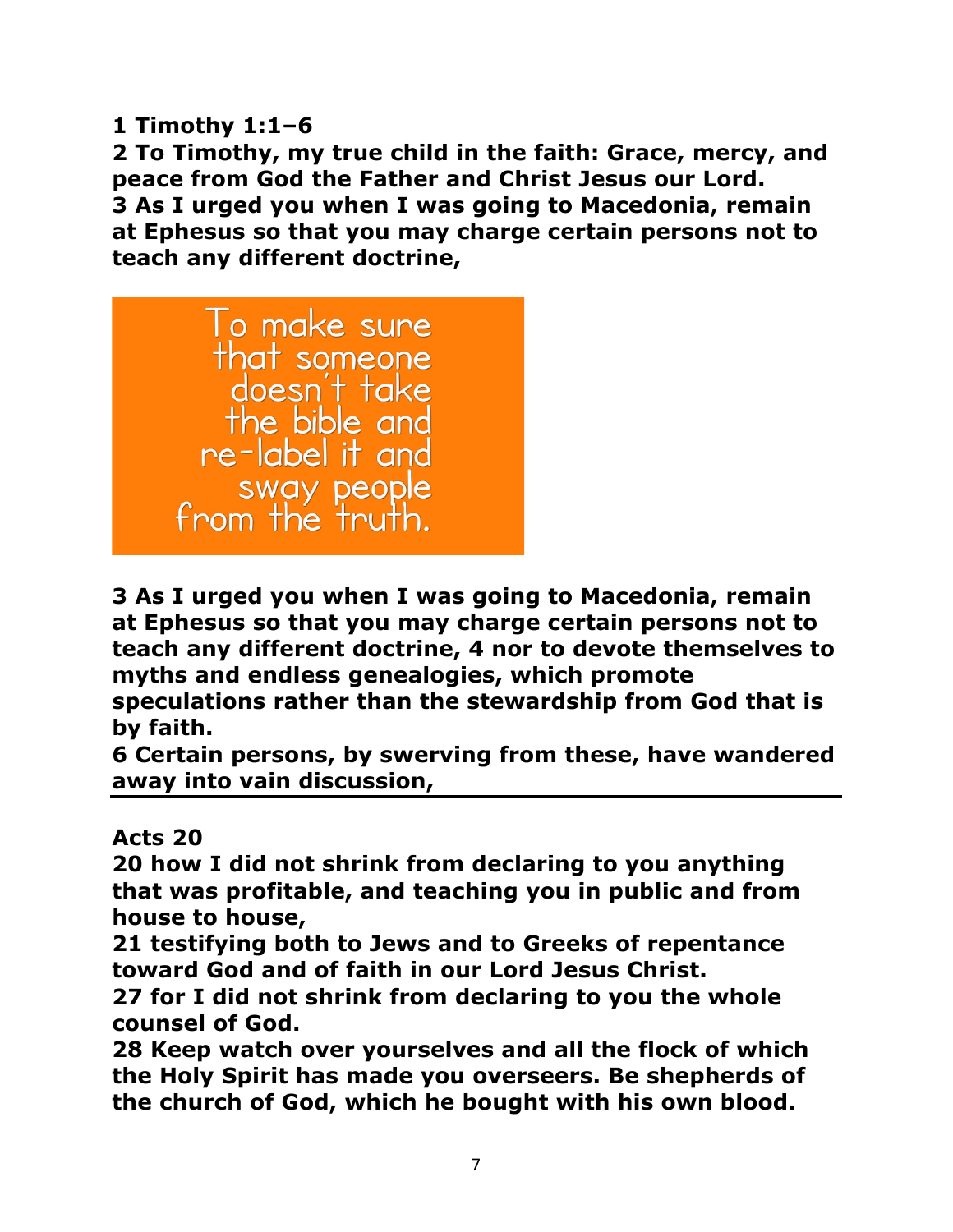**1 Timothy 1:1–6**
**2 To Timothy, my true child in the faith: Grace, mercy, and peace from God the Father and Christ Jesus our Lord.**
**3 As I urged you when I was going to Macedonia, remain at Ephesus so that you may charge certain persons not to teach any different doctrine,**

To make sure that someone doesn't take the bible and re-label it and sway people from the truth.

**3 As I urged you when I was going to Macedonia, remain at Ephesus so that you may charge certain persons not to teach any different doctrine, 4 nor to devote themselves to myths and endless genealogies, which promote speculations rather than the stewardship from God that is by faith.**
**6 Certain persons, by swerving from these, have wandered away into vain discussion,**

---

**Acts 20**
**20 how I did not shrink from declaring to you anything that was profitable, and teaching you in public and from house to house,**
**21 testifying both to Jews and to Greeks of repentance toward God and of faith in our Lord Jesus Christ.**
**27 for I did not shrink from declaring to you the whole counsel of God.**
**28 Keep watch over yourselves and all the flock of which the Holy Spirit has made you overseers. Be shepherds of the church of God, which he bought with his own blood.**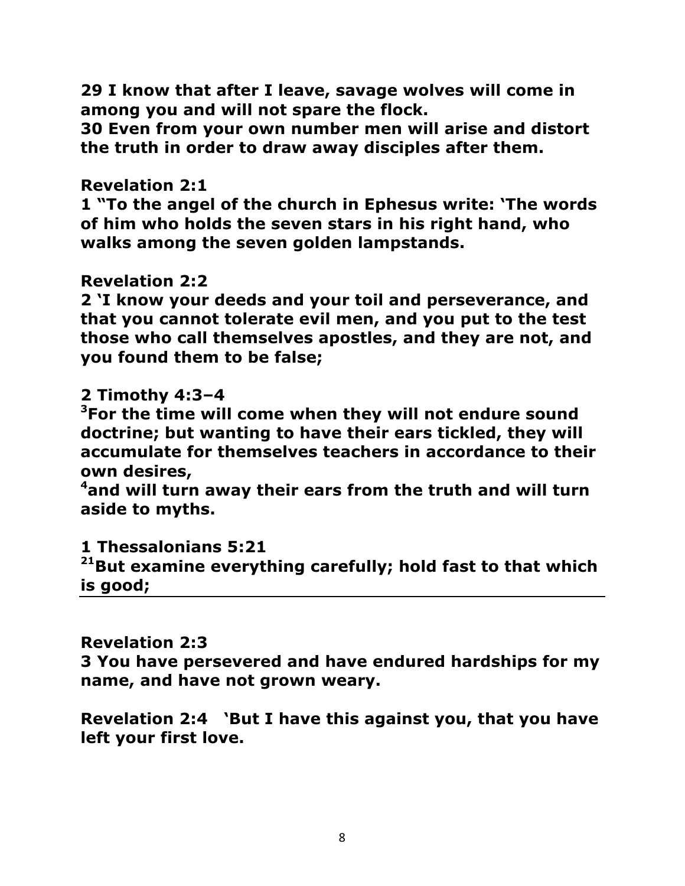**29 I know that after I leave, savage wolves will come in among you and will not spare the flock.**
**30 Even from your own number men will arise and distort the truth in order to draw away disciples after them.**

**Revelation 2:1**
**1 "To the angel of the church in Ephesus write: 'The words of him who holds the seven stars in his right hand, who walks among the seven golden lampstands.**

**Revelation 2:2**
**2 'I know your deeds and your toil and perseverance, and that you cannot tolerate evil men, and you put to the test those who call themselves apostles, and they are not, and you found them to be false;**

**2 Timothy 4:3–4**
**[3]For the time will come when they will not endure sound doctrine; but wanting to have their ears tickled, they will accumulate for themselves teachers in accordance to their own desires,**
**[4]and will turn away their ears from the truth and will turn aside to myths.**

**1 Thessalonians 5:21**
**[21]But examine everything carefully; hold fast to that which is good;**

---

**Revelation 2:3**
**3 You have persevered and have endured hardships for my name, and have not grown weary.**

**Revelation 2:4 'But I have this against you, that you have left your first love.**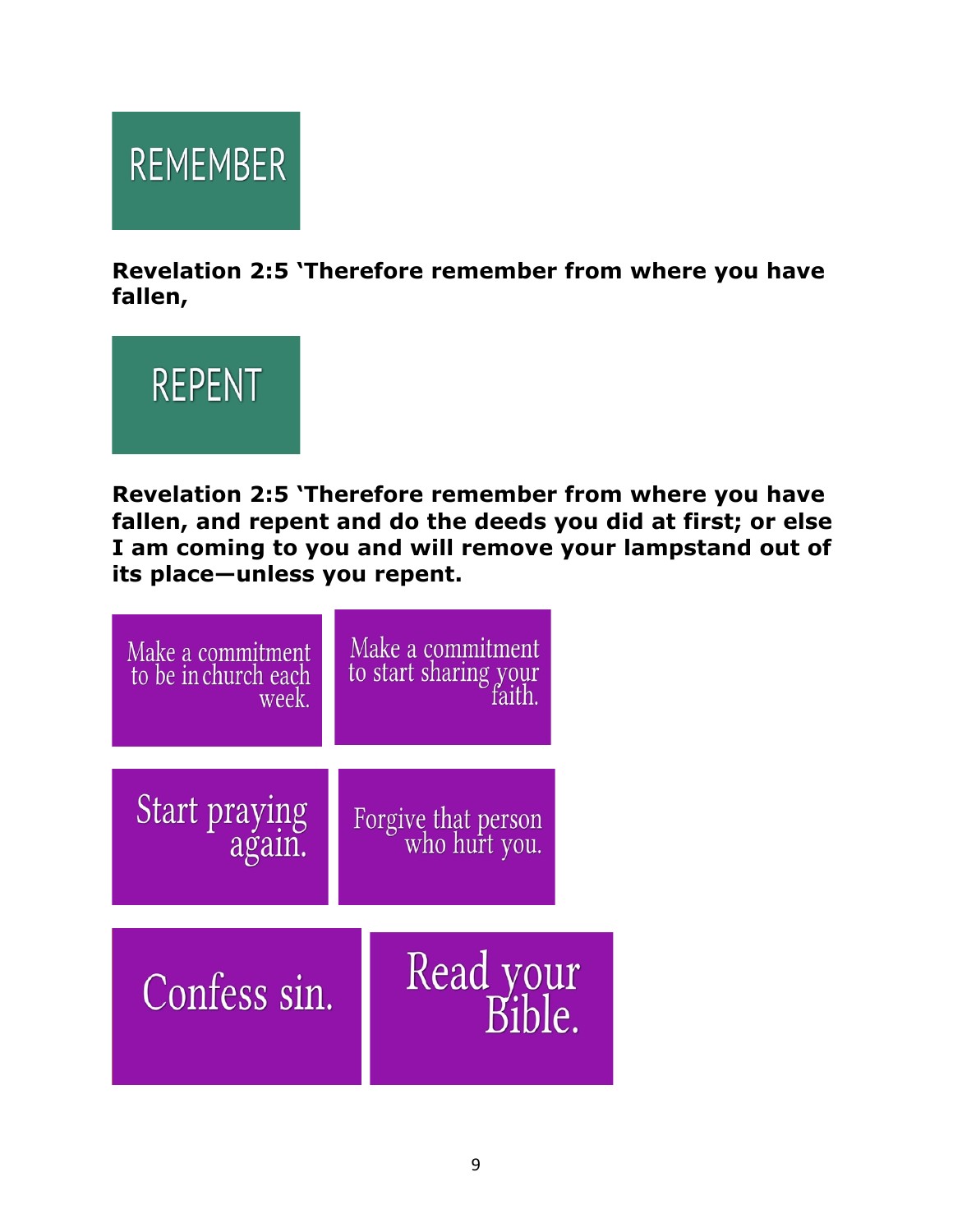## REMEMBER

**Revelation 2:5 'Therefore remember from where you have fallen,**

## REPENT

**Revelation 2:5 'Therefore remember from where you have fallen, and repent and do the deeds you did at first; or else I am coming to you and will remove your lampstand out of its place—unless you repent.**

Make a commitment to be in church each week.

Make a commitment to start sharing your faith.

Start praying again.

Forgive that person who hurt you.

Confess sin.

Read your Bible.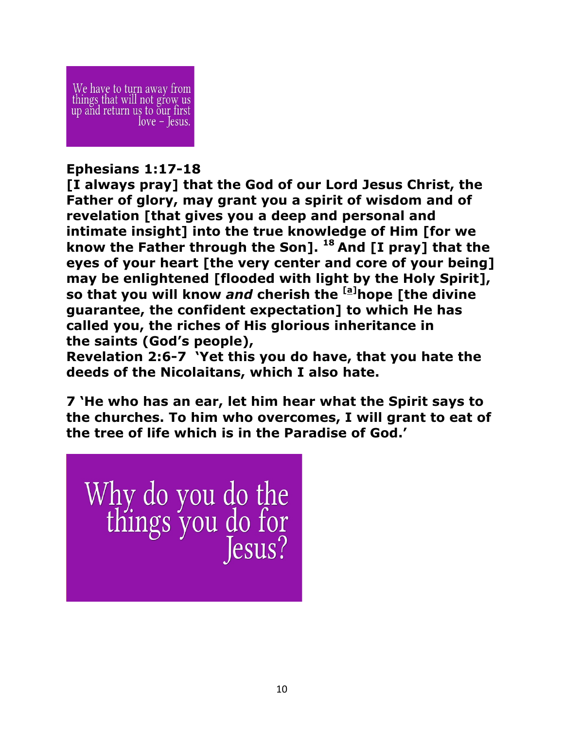We have to turn away from things that will not grow us up and return us to our first love – Jesus.

**Ephesians 1:17-18**
**[I always pray] that the God of our Lord Jesus Christ, the Father of glory, may grant you a spirit of wisdom and of revelation [that gives you a deep and personal and intimate insight] into the true knowledge of Him [for we know the Father through the Son]. 18 And [I pray] that the eyes of your heart [the very center and core of your being] may be enlightened [flooded with light by the Holy Spirit], so that you will know *and* cherish the [a]hope [the divine guarantee, the confident expectation] to which He has called you, the riches of His glorious inheritance in the saints (God's people),**
**Revelation 2:6-7 'Yet this you do have, that you hate the deeds of the Nicolaitans, which I also hate.**

**7 'He who has an ear, let him hear what the Spirit says to the churches. To him who overcomes, I will grant to eat of the tree of life which is in the Paradise of God.'**

Why do you do the things you do for Jesus?